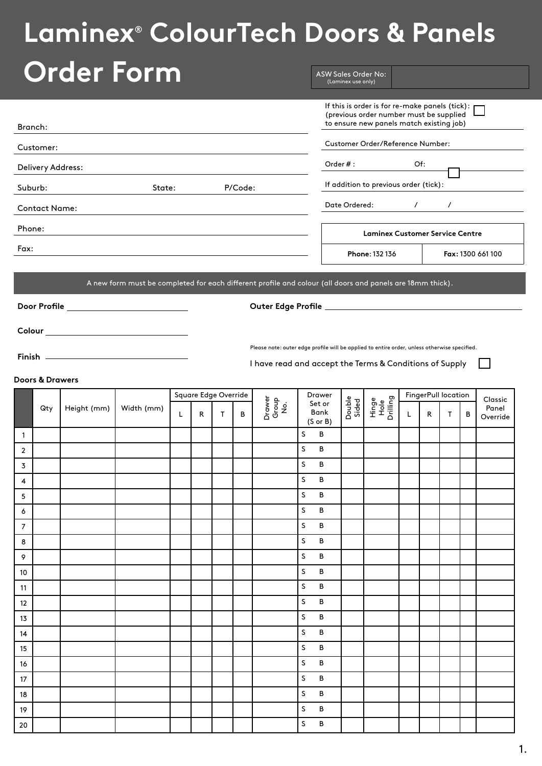# Laminex® ColourTech Doors & Panels Order Form

ASW Sales Order No: (Laminex use only)

Branch:

Customer:

Delivery Address:

Suburb: State: P/Code:

Contact Name:

Phone:

Fax:

If this is order is for re-make panels (tick): ☐
(previous order number must be supplied to ensure new panels match existing job)

Customer Order/Reference Number:

Order # : Of:

If addition to previous order (tick): ☐

Date Ordered: / /

| Laminex Customer Service Centre | |
|---|---|
| **Phone**: 132 136 | **Fax:** 1300 661 100 |

A new form must be completed for each different profile and colour (all doors and panels are 18mm thick).

**Door Profile** ____________________

**Outer Edge Profile** ____________________

**Colour** ____________________

**Finish** ____________________

Please note: outer edge profile will be applied to entire order, unless otherwise specified.

I have read and accept the Terms & Conditions of Supply ☐

**Doors & Drawers**

| | Qty | Height (mm) | Width (mm) | Square Edge Override | | | | Drawer Group No. | Drawer Set or Bank (S or B) | Double Sided | Hinge Hole Drilling | FingerPull location | | | | Classic Panel Override |
|---|---|---|---|---|---|---|---|---|---|---|---|---|---|---|---|---|
| | | | | L | R | T | B | | | | | L | R | T | B | |
| 1 | | | | | | | | | S B | | | | | | | |
| 2 | | | | | | | | | S B | | | | | | | |
| 3 | | | | | | | | | S B | | | | | | | |
| 4 | | | | | | | | | S B | | | | | | | |
| 5 | | | | | | | | | S B | | | | | | | |
| 6 | | | | | | | | | S B | | | | | | | |
| 7 | | | | | | | | | S B | | | | | | | |
| 8 | | | | | | | | | S B | | | | | | | |
| 9 | | | | | | | | | S B | | | | | | | |
| 10 | | | | | | | | | S B | | | | | | | |
| 11 | | | | | | | | | S B | | | | | | | |
| 12 | | | | | | | | | S B | | | | | | | |
| 13 | | | | | | | | | S B | | | | | | | |
| 14 | | | | | | | | | S B | | | | | | | |
| 15 | | | | | | | | | S B | | | | | | | |
| 16 | | | | | | | | | S B | | | | | | | |
| 17 | | | | | | | | | S B | | | | | | | |
| 18 | | | | | | | | | S B | | | | | | | |
| 19 | | | | | | | | | S B | | | | | | | |
| 20 | | | | | | | | | S B | | | | | | | |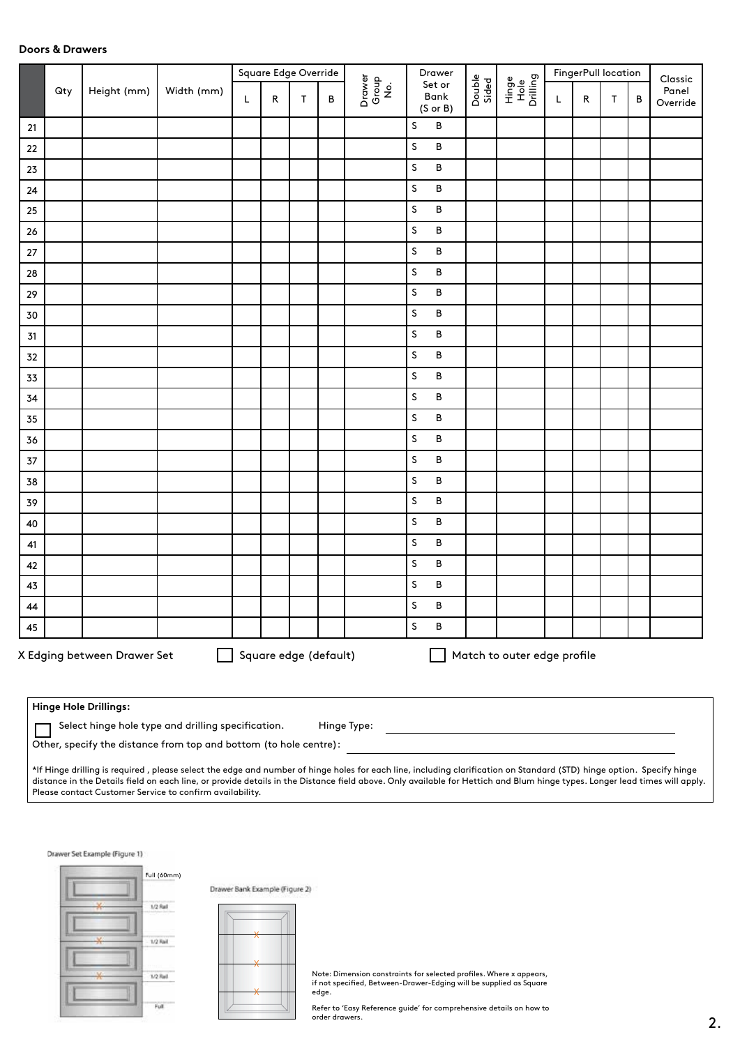**Doors & Drawers**

| | Qty | Height (mm) | Width (mm) | Square Edge Override | | | | Drawer Group No. | Drawer Set or Bank (S or B) | Double Sided | Hinge Hole Drilling | FingerPull location | | | | Classic Panel Override |
|---|---|---|---|---|---|---|---|---|---|---|---|---|---|---|---|---|
| | | | | L | R | T | B | | | | | L | R | T | B | |
| 21 | | | | | | | | | S B | | | | | | | |
| 22 | | | | | | | | | S B | | | | | | | |
| 23 | | | | | | | | | S B | | | | | | | |
| 24 | | | | | | | | | S B | | | | | | | |
| 25 | | | | | | | | | S B | | | | | | | |
| 26 | | | | | | | | | S B | | | | | | | |
| 27 | | | | | | | | | S B | | | | | | | |
| 28 | | | | | | | | | S B | | | | | | | |
| 29 | | | | | | | | | S B | | | | | | | |
| 30 | | | | | | | | | S B | | | | | | | |
| 31 | | | | | | | | | S B | | | | | | | |
| 32 | | | | | | | | | S B | | | | | | | |
| 33 | | | | | | | | | S B | | | | | | | |
| 34 | | | | | | | | | S B | | | | | | | |
| 35 | | | | | | | | | S B | | | | | | | |
| 36 | | | | | | | | | S B | | | | | | | |
| 37 | | | | | | | | | S B | | | | | | | |
| 38 | | | | | | | | | S B | | | | | | | |
| 39 | | | | | | | | | S B | | | | | | | |
| 40 | | | | | | | | | S B | | | | | | | |
| 41 | | | | | | | | | S B | | | | | | | |
| 42 | | | | | | | | | S B | | | | | | | |
| 43 | | | | | | | | | S B | | | | | | | |
| 44 | | | | | | | | | S B | | | | | | | |
| 45 | | | | | | | | | S B | | | | | | | |

X Edging between Drawer Set ☐ Square edge (default) ☐ Match to outer edge profile

**Hinge Hole Drillings:**

☐ Select hinge hole type and drilling specification. Hinge Type: ______________________

Other, specify the distance from top and bottom (to hole centre): ______________________

*If Hinge drilling is required , please select the edge and number of hinge holes for each line, including clarification on Standard (STD) hinge option. Specify hinge distance in the Details field on each line, or provide details in the Distance field above. Only available for Hettich and Blum hinge types. Longer lead times will apply. Please contact Customer Service to confirm availability.

Drawer Set Example (Figure 1)

Full (60mm)

1/2 Rail

1/2 Rail

1/2 Rail

Full

Drawer Bank Example (Figure 2)

Note: Dimension constraints for selected profiles. Where x appears, if not specified, Between-Drawer-Edging will be supplied as Square edge.

Refer to 'Easy Reference guide' for comprehensive details on how to order drawers.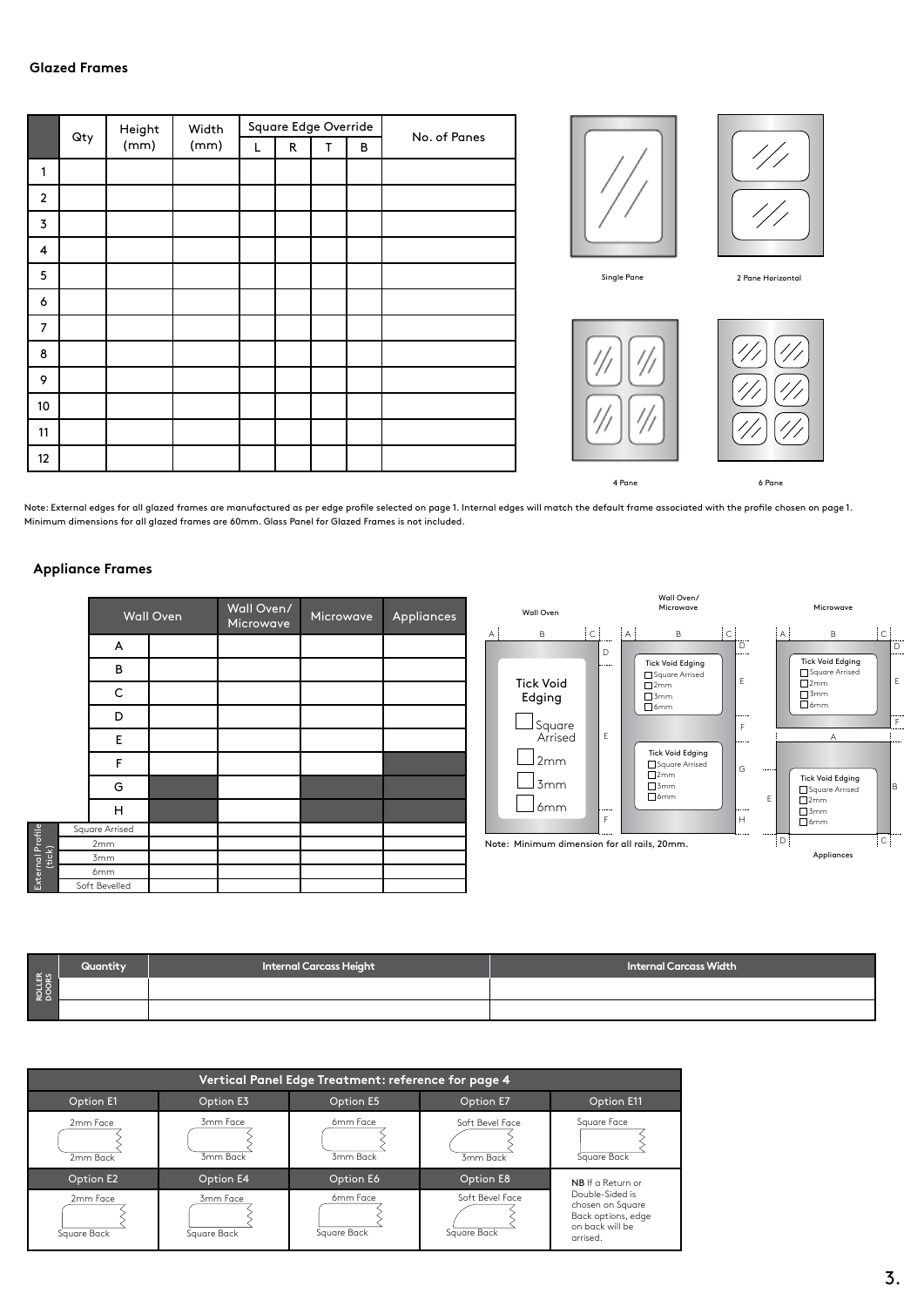### Glazed Frames

| | Qty | Height (mm) | Width (mm) | Square Edge Override | | | | No. of Panes |
|---|---|---|---|---|---|---|---|---|
| | | | | L | R | T | B | |
| 1 | | | | | | | | |
| 2 | | | | | | | | |
| 3 | | | | | | | | |
| 4 | | | | | | | | |
| 5 | | | | | | | | |
| 6 | | | | | | | | |
| 7 | | | | | | | | |
| 8 | | | | | | | | |
| 9 | | | | | | | | |
| 10 | | | | | | | | |
| 11 | | | | | | | | |
| 12 | | | | | | | | |

Single Pane

2 Pane Horizontal

4 Pane

6 Pane

Note: External edges for all glazed frames are manufactured as per edge profile selected on page 1. Internal edges will match the default frame associated with the profile chosen on page 1. Minimum dimensions for all glazed frames are 60mm. Glass Panel for Glazed Frames is not included.

### Appliance Frames

| | | Wall Oven | Wall Oven/ Microwave | Microwave | Appliances |
|---|---|---|---|---|---|
| | A | | | | |
| | B | | | | |
| | C | | | | |
| | D | | | | |
| | E | | | | |
| | F | | | | |
| | G | | | | |
| | H | | | | |
| External Profile (tick) | Square Arrised | | | | |
| | 2mm | | | | |
| | 3mm | | | | |
| | 6mm | | | | |
| | Soft Bevelled | | | | |

Wall Oven — Tick Void Edging: ☐ Square Arrised ☐ 2mm ☐ 3mm ☐ 6mm

Wall Oven/ Microwave — Tick Void Edging: ☐ Square Arrised ☐ 2mm ☐ 3mm ☐ 6mm (upper and lower voids)

Microwave — Tick Void Edging: ☐ Square Arrised ☐ 2mm ☐ 3mm ☐ 6mm

Appliances — Tick Void Edging: ☐ Square Arrised ☐ 2mm ☐ 3mm ☐ 6mm

Note: Minimum dimension for all rails, 20mm.

| ROLLER DOORS | Quantity | Internal Carcass Height | Internal Carcass Width |
|---|---|---|---|
| | | | |
| | | | |

| Vertical Panel Edge Treatment: reference for page 4 | | | | |
|---|---|---|---|---|
| Option E1 | Option E3 | Option E5 | Option E7 | Option E11 |
| 2mm Face / 2mm Back | 3mm Face / 3mm Back | 6mm Face / 3mm Back | Soft Bevel Face / 3mm Back | Square Face / Square Back |
| Option E2 | Option E4 | Option E6 | Option E8 | **NB** If a Return or Double-Sided is chosen on Square Back options, edge on back will be arrised. |
| 2mm Face / Square Back | 3mm Face / Square Back | 6mm Face / Square Back | Soft Bevel Face / Square Back | |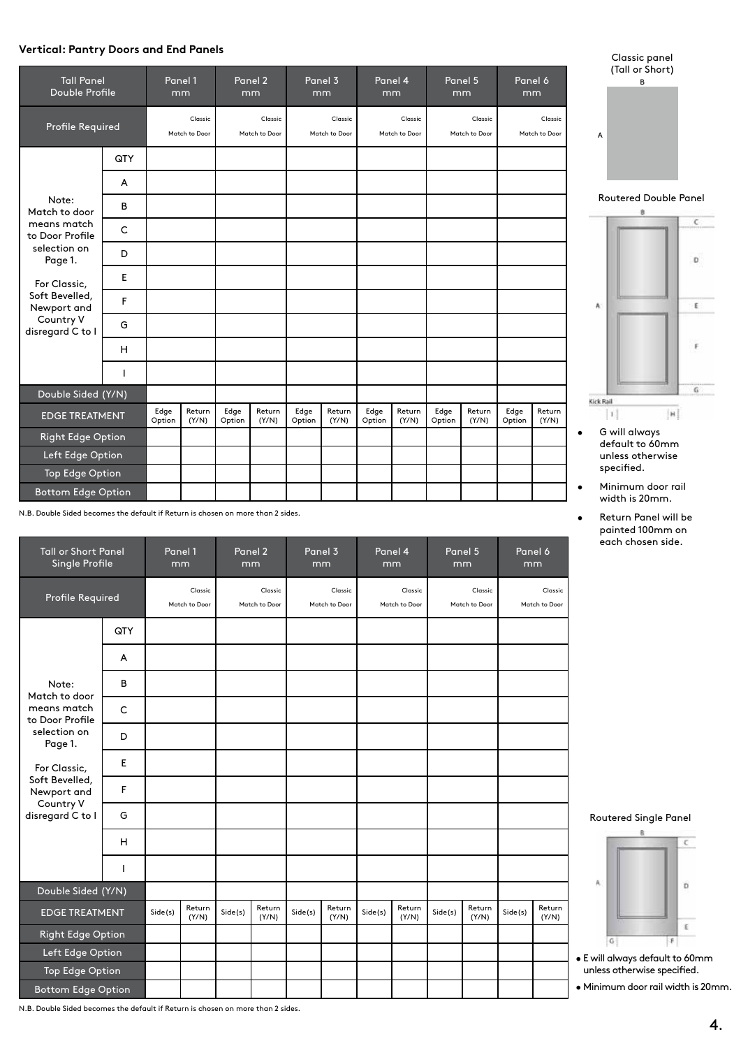**Vertical: Pantry Doors and End Panels**

| Tall Panel Double Profile | | Panel 1 mm | | Panel 2 mm | | Panel 3 mm | | Panel 4 mm | | Panel 5 mm | | Panel 6 mm | |
|---|---|---|---|---|---|---|---|---|---|---|---|---|---|
| Profile Required | | Classic Match to Door | | Classic Match to Door | | Classic Match to Door | | Classic Match to Door | | Classic Match to Door | | Classic Match to Door | |
| Note: Match to door means match to Door Profile selection on Page 1. For Classic, Soft Bevelled, Newport and Country V disregard C to I | QTY | | | | | | | | | | | | |
| | A | | | | | | | | | | | | |
| | B | | | | | | | | | | | | |
| | C | | | | | | | | | | | | |
| | D | | | | | | | | | | | | |
| | E | | | | | | | | | | | | |
| | F | | | | | | | | | | | | |
| | G | | | | | | | | | | | | |
| | H | | | | | | | | | | | | |
| | I | | | | | | | | | | | | |
| Double Sided (Y/N) | | | | | | | | | | | | | |
| EDGE TREATMENT | | Edge Option | Return (Y/N) | Edge Option | Return (Y/N) | Edge Option | Return (Y/N) | Edge Option | Return (Y/N) | Edge Option | Return (Y/N) | Edge Option | Return (Y/N) |
| Right Edge Option | | | | | | | | | | | | | |
| Left Edge Option | | | | | | | | | | | | | |
| Top Edge Option | | | | | | | | | | | | | |
| Bottom Edge Option | | | | | | | | | | | | | |

N.B. Double Sided becomes the default if Return is chosen on more than 2 sides.

Classic panel (Tall or Short)

Routered Double Panel

- G will always default to 60mm unless otherwise specified.
- Minimum door rail width is 20mm.
- Return Panel will be painted 100mm on each chosen side.

| Tall or Short Panel Single Profile | | Panel 1 mm | | Panel 2 mm | | Panel 3 mm | | Panel 4 mm | | Panel 5 mm | | Panel 6 mm | |
|---|---|---|---|---|---|---|---|---|---|---|---|---|---|
| Profile Required | | Classic Match to Door | | Classic Match to Door | | Classic Match to Door | | Classic Match to Door | | Classic Match to Door | | Classic Match to Door | |
| Note: Match to door means match to Door Profile selection on Page 1. For Classic, Soft Bevelled, Newport and Country V disregard C to I | QTY | | | | | | | | | | | | |
| | A | | | | | | | | | | | | |
| | B | | | | | | | | | | | | |
| | C | | | | | | | | | | | | |
| | D | | | | | | | | | | | | |
| | E | | | | | | | | | | | | |
| | F | | | | | | | | | | | | |
| | G | | | | | | | | | | | | |
| | H | | | | | | | | | | | | |
| | I | | | | | | | | | | | | |
| Double Sided (Y/N) | | | | | | | | | | | | | |
| EDGE TREATMENT | | Side(s) | Return (Y/N) | Side(s) | Return (Y/N) | Side(s) | Return (Y/N) | Side(s) | Return (Y/N) | Side(s) | Return (Y/N) | Side(s) | Return (Y/N) |
| Right Edge Option | | | | | | | | | | | | | |
| Left Edge Option | | | | | | | | | | | | | |
| Top Edge Option | | | | | | | | | | | | | |
| Bottom Edge Option | | | | | | | | | | | | | |

N.B. Double Sided becomes the default if Return is chosen on more than 2 sides.

Routered Single Panel

- E will always default to 60mm unless otherwise specified.
- Minimum door rail width is 20mm.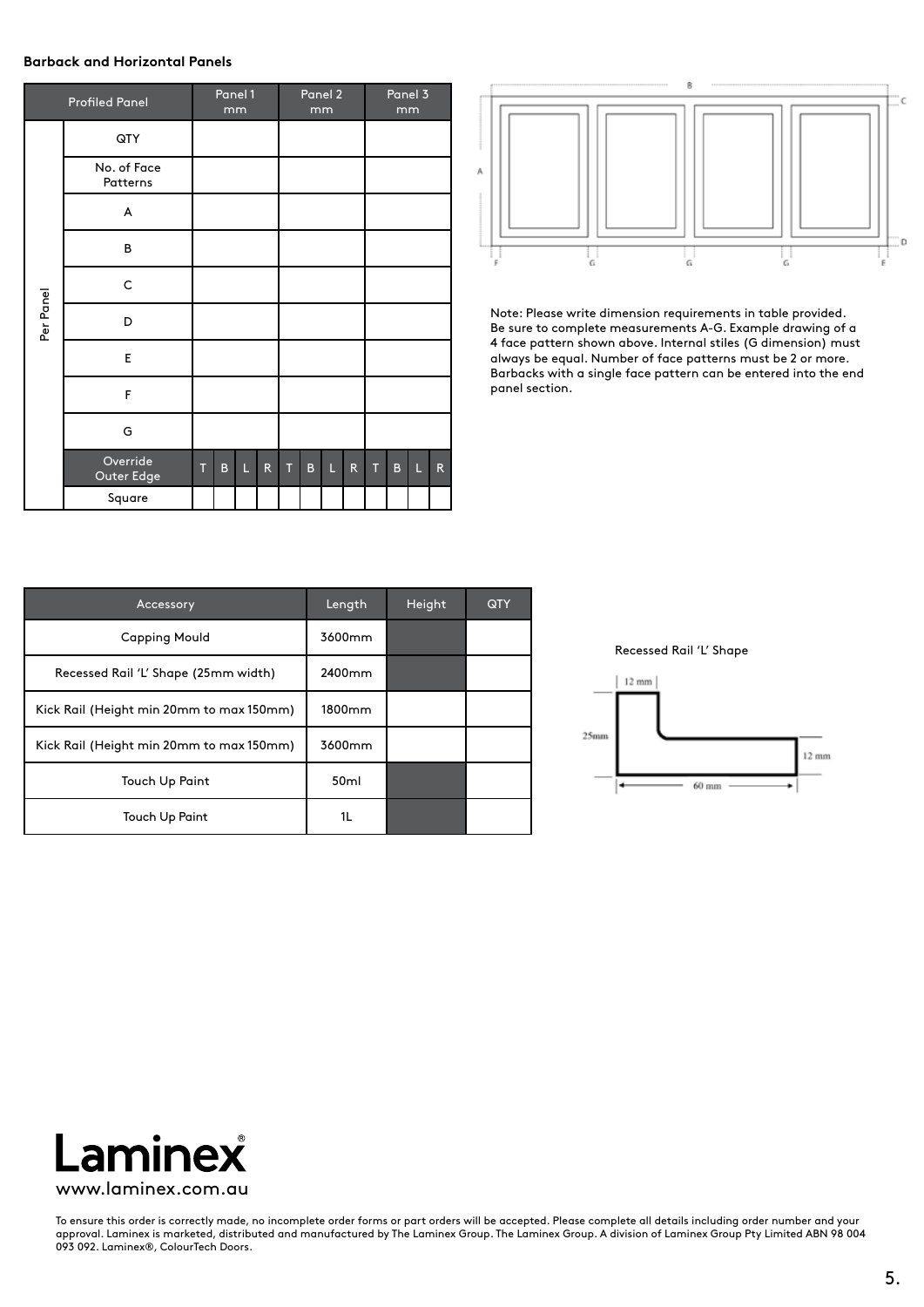**Barback and Horizontal Panels**

| Profiled Panel | | Panel 1 mm | | | | Panel 2 mm | | | | Panel 3 mm | | | |
|---|---|---|---|---|---|---|---|---|---|---|---|---|---|
| Per Panel | QTY | | | | | | | | | | | | |
| | No. of Face Patterns | | | | | | | | | | | | |
| | A | | | | | | | | | | | | |
| | B | | | | | | | | | | | | |
| | C | | | | | | | | | | | | |
| | D | | | | | | | | | | | | |
| | E | | | | | | | | | | | | |
| | F | | | | | | | | | | | | |
| | G | | | | | | | | | | | | |
| | Override Outer Edge | T | B | L | R | T | B | L | R | T | B | L | R |
| | Square | | | | | | | | | | | | |

B

A

C

D

F G G G E

Note: Please write dimension requirements in table provided. Be sure to complete measurements A-G. Example drawing of a 4 face pattern shown above. Internal stiles (G dimension) must always be equal. Number of face patterns must be 2 or more. Barbacks with a single face pattern can be entered into the end panel section.

| Accessory | Length | Height | QTY |
|---|---|---|---|
| Capping Mould | 3600mm | | |
| Recessed Rail 'L' Shape (25mm width) | 2400mm | | |
| Kick Rail (Height min 20mm to max 150mm) | 1800mm | | |
| Kick Rail (Height min 20mm to max 150mm) | 3600mm | | |
| Touch Up Paint | 50ml | | |
| Touch Up Paint | 1L | | |

Recessed Rail 'L' Shape

12 mm

25mm

12 mm

60 mm

**Laminex®**
www.laminex.com.au

To ensure this order is correctly made, no incomplete order forms or part orders will be accepted. Please complete all details including order number and your approval. Laminex is marketed, distributed and manufactured by The Laminex Group. The Laminex Group. A division of Laminex Group Pty Limited ABN 98 004 093 092. Laminex®, ColourTech Doors.